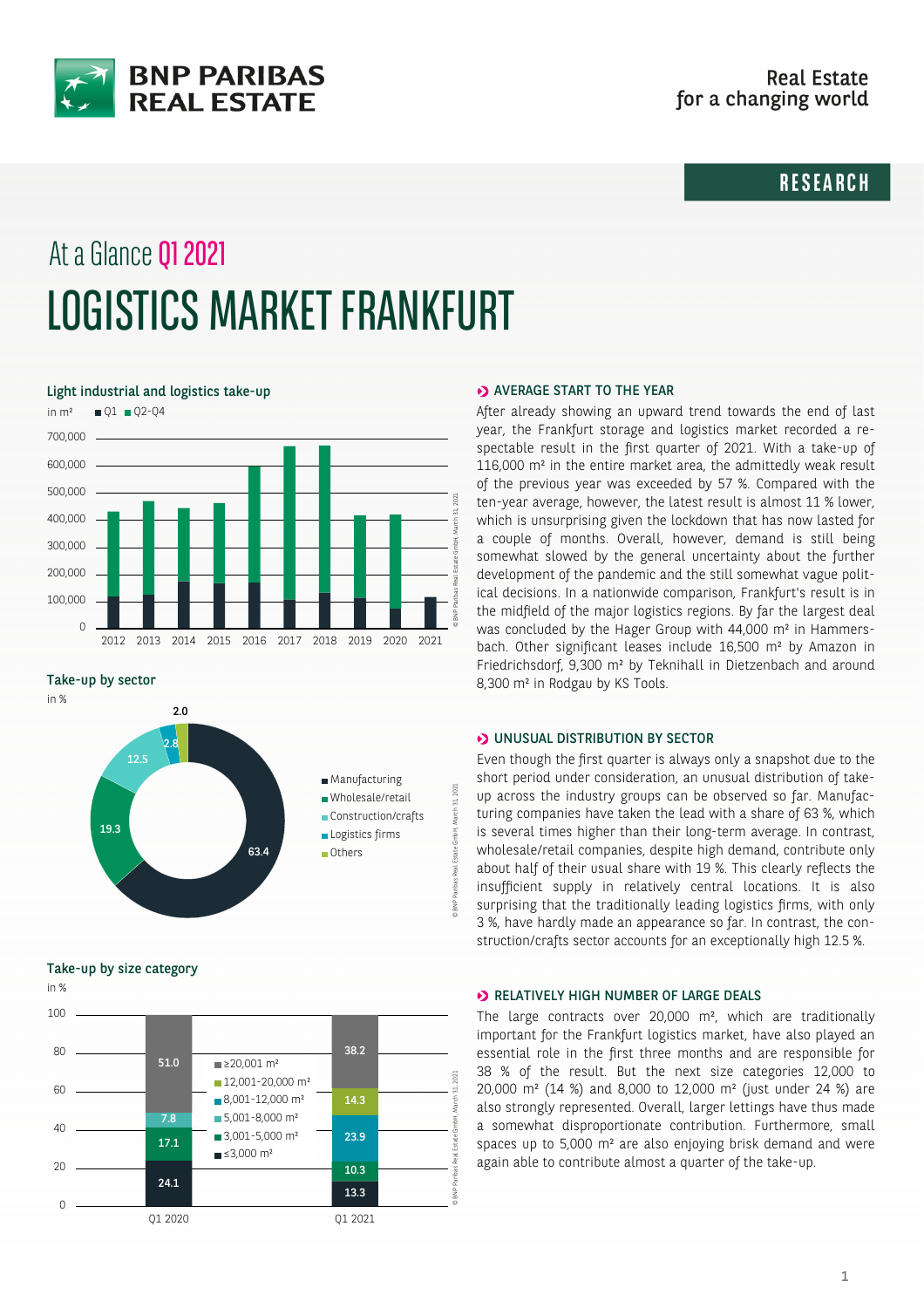BNP PARIBAS REAL ESTATE

Real Estate for a changing world

RESEARCH

# At a Glance Q1 2021

# LOGISTICS MARKET FRANKFURT

### Light industrial and logistics take-up

in m² ■ Q1 ■ Q2-Q4

### Take-up by sector

in %

| Sector | % |
|---|---|
| Manufacturing | 63.4 |
| Wholesale/retail | 19.3 |
| Construction/crafts | 12.5 |
| Logistics firms | 2.8 |
| Others | 2.0 |

### Take-up by size category

in %

| Size category | Q1 2020 | Q1 2021 |
|---|---|---|
| ≥20,001 m² | 51.0 | 38.2 |
| 12,001-20,000 m² | | 14.3 |
| 8,001-12,000 m² | | 23.9 |
| 5,001-8,000 m² | 7.8 | |
| 3,001-5,000 m² | 17.1 | 10.3 |
| ≤3,000 m² | 24.1 | 13.3 |

## AVERAGE START TO THE YEAR

After already showing an upward trend towards the end of last year, the Frankfurt storage and logistics market recorded a respectable result in the first quarter of 2021. With a take-up of 116,000 m² in the entire market area, the admittedly weak result of the previous year was exceeded by 57 %. Compared with the ten-year average, however, the latest result is almost 11 % lower, which is unsurprising given the lockdown that has now lasted for a couple of months. Overall, however, demand is still being somewhat slowed by the general uncertainty about the further development of the pandemic and the still somewhat vague political decisions. In a nationwide comparison, Frankfurt's result is in the midfield of the major logistics regions. By far the largest deal was concluded by the Hager Group with 44,000 m² in Hammersbach. Other significant leases include 16,500 m² by Amazon in Friedrichsdorf, 9,300 m² by Teknihall in Dietzenbach and around 8,300 m² in Rodgau by KS Tools.

## UNUSUAL DISTRIBUTION BY SECTOR

Even though the first quarter is always only a snapshot due to the short period under consideration, an unusual distribution of take-up across the industry groups can be observed so far. Manufacturing companies have taken the lead with a share of 63 %, which is several times higher than their long-term average. In contrast, wholesale/retail companies, despite high demand, contribute only about half of their usual share with 19 %. This clearly reflects the insufficient supply in relatively central locations. It is also surprising that the traditionally leading logistics firms, with only 3 %, have hardly made an appearance so far. In contrast, the construction/crafts sector accounts for an exceptionally high 12.5 %.

## RELATIVELY HIGH NUMBER OF LARGE DEALS

The large contracts over 20,000 m², which are traditionally important for the Frankfurt logistics market, have also played an essential role in the first three months and are responsible for 38 % of the result. But the next size categories 12,000 to 20,000 m² (14 %) and 8,000 to 12,000 m² (just under 24 %) are also strongly represented. Overall, larger lettings have thus made a somewhat disproportionate contribution. Furthermore, small spaces up to 5,000 m² are also enjoying brisk demand and were again able to contribute almost a quarter of the take-up.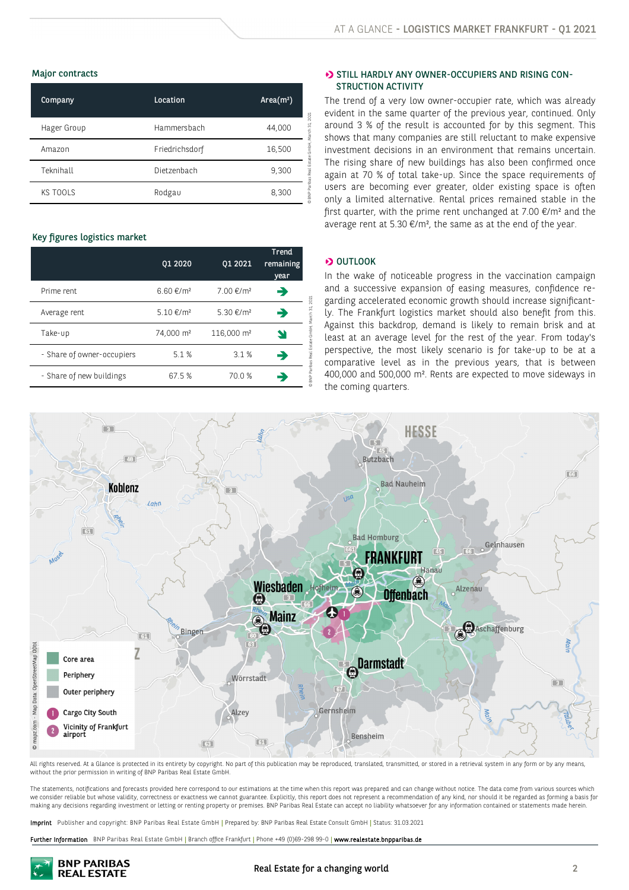## Major contracts

| Company | Location | Area(m²) |
|---|---|---|
| Hager Group | Hammersbach | 44,000 |
| Amazon | Friedrichsdorf | 16,500 |
| Teknihall | Dietzenbach | 9,300 |
| KS TOOLS | Rodgau | 8,300 |

© BNP Paribas Real Estate GmbH, March 31, 2021

## Key figures logistics market

| | Q1 2020 | Q1 2021 | Trend remaining year |
|---|---|---|---|
| Prime rent | 6.60 €/m² | 7.00 €/m² | → |
| Average rent | 5.10 €/m² | 5.30 €/m² | → |
| Take-up | 74,000 m² | 116,000 m² | ↘ |
| - Share of owner-occupiers | 5.1 % | 3.1 % | → |
| - Share of new buildings | 67.5 % | 70.0 % | → |

© BNP Paribas Real Estate GmbH, March 31, 2021

## STILL HARDLY ANY OWNER-OCCUPIERS AND RISING CONSTRUCTION ACTIVITY

The trend of a very low owner-occupier rate, which was already evident in the same quarter of the previous year, continued. Only around 3 % of the result is accounted for by this segment. This shows that many companies are still reluctant to make expensive investment decisions in an environment that remains uncertain. The rising share of new buildings has also been confirmed once again at 70 % of total take-up. Since the space requirements of users are becoming ever greater, older existing space is often only a limited alternative. Rental prices remained stable in the first quarter, with the prime rent unchanged at 7.00 €/m² and the average rent at 5.30 €/m², the same as at the end of the year.

## OUTLOOK

In the wake of noticeable progress in the vaccination campaign and a successive expansion of easing measures, confidence regarding accelerated economic growth should increase significantly. The Frankfurt logistics market should also benefit from this. Against this backdrop, demand is likely to remain brisk and at least at an average level for the rest of the year. From today's perspective, the most likely scenario is for take-up to be at a comparative level as in the previous years, that is between 400,000 and 500,000 m². Rents are expected to move sideways in the coming quarters.

HESSE
Koblenz
Wiesbaden
Mainz
FRANKFURT
Offenbach
Darmstadt
Butzbach
Bad Nauheim
Bad Homburg
Gelnhausen
Hanau
Alzenau
Hofheim
Aschaffenburg
Bingen
Wörrstadt
Alzey
Gernsheim
Bensheim

Core area
Periphery
Outer periphery
1 Cargo City South
2 Vicinity of Frankfurt airport

© mapz.com - Map Data: OpenStreetMap ODbL

All rights reserved. At a Glance is protected in its entirety by copyright. No part of this publication may be reproduced, translated, transmitted, or stored in a retrieval system in any form or by any means, without the prior permission in writing of BNP Paribas Real Estate GmbH.

The statements, notifications and forecasts provided here correspond to our estimations at the time when this report was prepared and can change without notice. The data come from various sources which we consider reliable but whose validity, correctness or exactness we cannot guarantee. Explicitly, this report does not represent a recommendation of any kind, nor should it be regarded as forming a basis for making any decisions regarding investment or letting or renting property or premises. BNP Paribas Real Estate can accept no liability whatsoever for any information contained or statements made herein.

**Imprint** Publisher and copyright: BNP Paribas Real Estate GmbH | Prepared by: BNP Paribas Real Estate Consult GmbH | Status: 31.03.2021

**Further Information** BNP Paribas Real Estate GmbH | Branch office Frankfurt | Phone +49 (0)69-298 99-0 | www.realestate.bnpparibas.de

BNP PARIBAS REAL ESTATE

Real Estate for a changing world